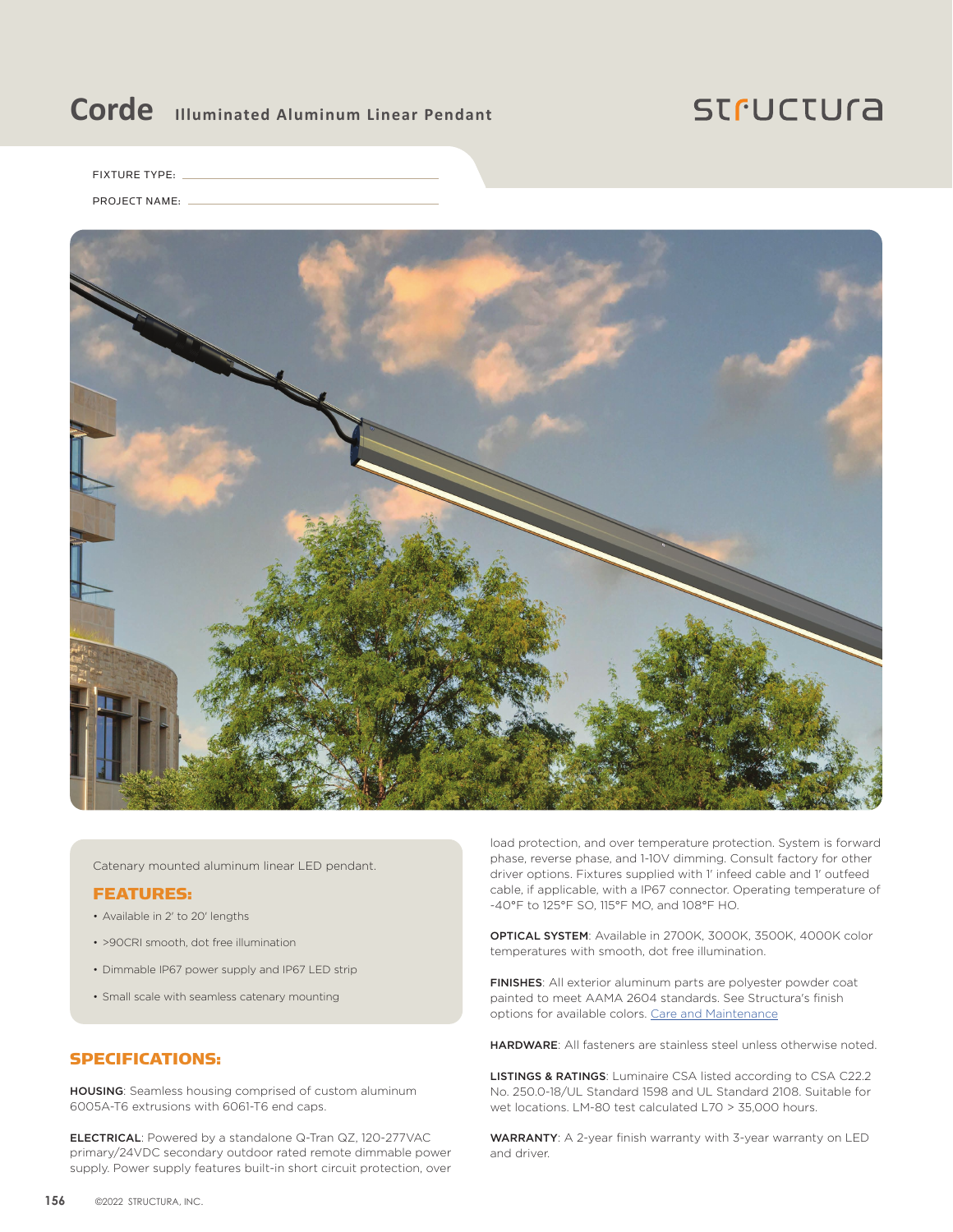# Corde Illuminated Aluminum Linear Pendant

structura

FIXTURE TYPE: ______________________________

PROJECT NAME: ______________________________

Catenary mounted aluminum linear LED pendant.

## FEATURES:

- Available in 2' to 20' lengths
- >90CRI smooth, dot free illumination
- Dimmable IP67 power supply and IP67 LED strip
- Small scale with seamless catenary mounting

## SPECIFICATIONS:

**HOUSING**: Seamless housing comprised of custom aluminum 6005A-T6 extrusions with 6061-T6 end caps.

**ELECTRICAL**: Powered by a standalone Q-Tran QZ, 120-277VAC primary/24VDC secondary outdoor rated remote dimmable power supply. Power supply features built-in short circuit protection, over load protection, and over temperature protection. System is forward phase, reverse phase, and 1-10V dimming. Consult factory for other driver options. Fixtures supplied with 1' infeed cable and 1' outfeed cable, if applicable, with a IP67 connector. Operating temperature of -40°F to 125°F SO, 115°F MO, and 108°F HO.

**OPTICAL SYSTEM**: Available in 2700K, 3000K, 3500K, 4000K color temperatures with smooth, dot free illumination.

**FINISHES**: All exterior aluminum parts are polyester powder coat painted to meet AAMA 2604 standards. See Structura's finish options for available colors. Care and Maintenance

**HARDWARE**: All fasteners are stainless steel unless otherwise noted.

**LISTINGS & RATINGS**: Luminaire CSA listed according to CSA C22.2 No. 250.0-18/UL Standard 1598 and UL Standard 2108. Suitable for wet locations. LM-80 test calculated L70 > 35,000 hours.

**WARRANTY**: A 2-year finish warranty with 3-year warranty on LED and driver.

©2022 STRUCTURA, INC.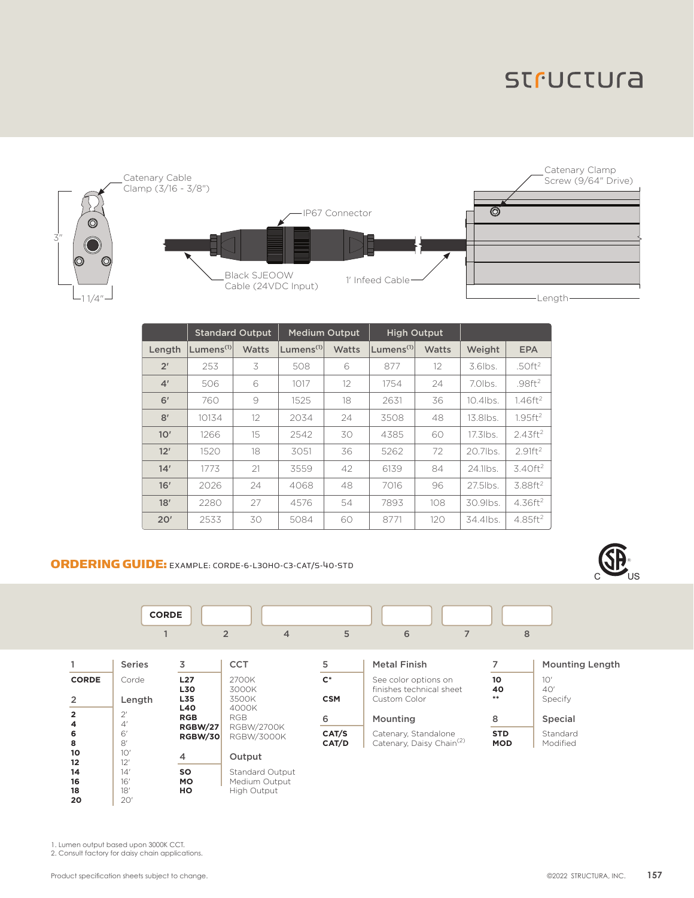structura

Catenary Cable Clamp (3/16 - 3/8")

3"

1 1/4"

IP67 Connector

Black SJEOOW Cable (24VDC Input)

1' Infeed Cable

Catenary Clamp Screw (9/64" Drive)

Length

| | Standard Output | | Medium Output | | High Output | | | |
|---|---|---|---|---|---|---|---|---|
| Length | Lumens[(1)] | Watts | Lumens[(1)] | Watts | Lumens[(1)] | Watts | Weight | EPA |
| 2' | 253 | 3 | 508 | 6 | 877 | 12 | 3.6lbs. | .50ft$^2$ |
| 4' | 506 | 6 | 1017 | 12 | 1754 | 24 | 7.0lbs. | .98ft$^2$ |
| 6' | 760 | 9 | 1525 | 18 | 2631 | 36 | 10.4lbs. | 1.46ft$^2$ |
| 8' | 10134 | 12 | 2034 | 24 | 3508 | 48 | 13.8lbs. | 1.95ft$^2$ |
| 10' | 1266 | 15 | 2542 | 30 | 4385 | 60 | 17.3lbs. | 2.43ft$^2$ |
| 12' | 1520 | 18 | 3051 | 36 | 5262 | 72 | 20.7lbs. | 2.91ft$^2$ |
| 14' | 1773 | 21 | 3559 | 42 | 6139 | 84 | 24.1lbs. | 3.40ft$^2$ |
| 16' | 2026 | 24 | 4068 | 48 | 7016 | 96 | 27.5lbs. | 3.88ft$^2$ |
| 18' | 2280 | 27 | 4576 | 54 | 7893 | 108 | 30.9lbs. | 4.36ft$^2$ |
| 20' | 2533 | 30 | 5084 | 60 | 8771 | 120 | 34.4lbs. | 4.85ft$^2$ |

## ORDERING GUIDE: EXAMPLE: CORDE-6-L30HO-C3-CAT/S-40-STD

| CORDE | | | | | | |
|---|---|---|---|---|---|---|
| 1 | 2 | 4 | 5 | 6 | 7 | 8 |

| 1 | Series |
|---|---|
| **CORDE** | Corde |

| 2 | Length |
|---|---|
| **2** | 2' |
| **4** | 4' |
| **6** | 6' |
| **8** | 8' |
| **10** | 10' |
| **12** | 12' |
| **14** | 14' |
| **16** | 16' |
| **18** | 18' |
| **20** | 20' |

| 3 | CCT |
|---|---|
| **L27** | 2700K |
| **L30** | 3000K |
| **L35** | 3500K |
| **L40** | 4000K |
| **RGB** | RGB |
| **RGBW/27** | RGBW/2700K |
| **RGBW/30** | RGBW/3000K |

| 4 | Output |
|---|---|
| **SO** | Standard Output |
| **MO** | Medium Output |
| **HO** | High Output |

| 5 | Metal Finish |
|---|---|
| **C*** | See color options on finishes technical sheet |
| **CSM** | Custom Color |

| 6 | Mounting |
|---|---|
| **CAT/S** | Catenary, Standalone |
| **CAT/D** | Catenary, Daisy Chain[(2)] |

| 7 | Mounting Length |
|---|---|
| **10** | 10' |
| **40** | 40' |
| ** | Specify |

| 8 | Special |
|---|---|
| **STD** | Standard |
| **MOD** | Modified |

1. Lumen output based upon 3000K CCT.
2. Consult factory for daisy chain applications.

Product specification sheets subject to change.

©2022 STRUCTURA, INC.